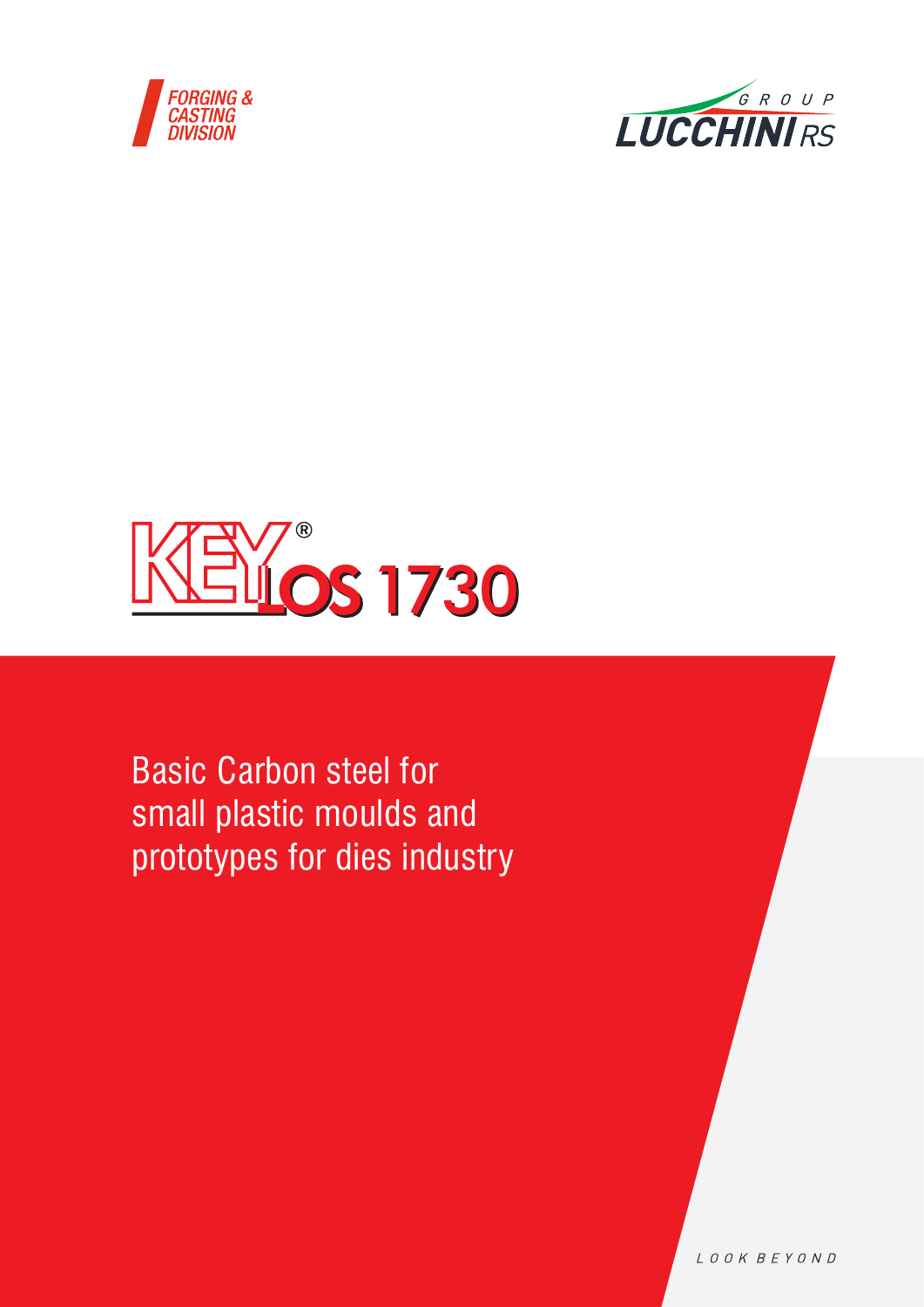FORGING & CASTING DIVISION

LUCCHINI RS GROUP

# KEYLOS 1730®

Basic Carbon steel for small plastic moulds and prototypes for dies industry

LOOK BEYOND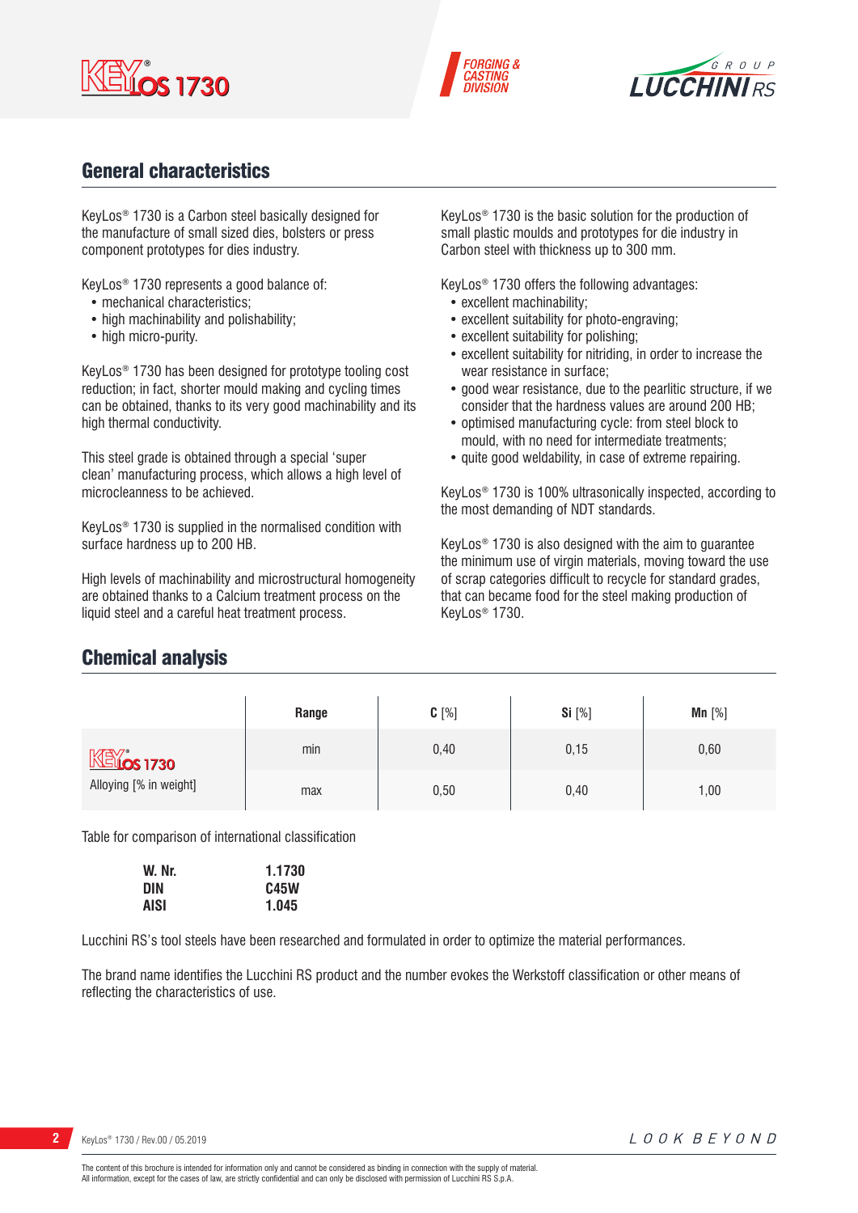## General characteristics

KeyLos® 1730 is a Carbon steel basically designed for the manufacture of small sized dies, bolsters or press component prototypes for dies industry.

KeyLos® 1730 represents a good balance of:
- mechanical characteristics;
- high machinability and polishability;
- high micro-purity.

KeyLos® 1730 has been designed for prototype tooling cost reduction; in fact, shorter mould making and cycling times can be obtained, thanks to its very good machinability and its high thermal conductivity.

This steel grade is obtained through a special 'super clean' manufacturing process, which allows a high level of microcleanness to be achieved.

KeyLos® 1730 is supplied in the normalised condition with surface hardness up to 200 HB.

High levels of machinability and microstructural homogeneity are obtained thanks to a Calcium treatment process on the liquid steel and a careful heat treatment process.

KeyLos® 1730 is the basic solution for the production of small plastic moulds and prototypes for die industry in Carbon steel with thickness up to 300 mm.

KeyLos® 1730 offers the following advantages:
- excellent machinability;
- excellent suitability for photo-engraving;
- excellent suitability for polishing;
- excellent suitability for nitriding, in order to increase the wear resistance in surface;
- good wear resistance, due to the pearlitic structure, if we consider that the hardness values are around 200 HB;
- optimised manufacturing cycle: from steel block to mould, with no need for intermediate treatments;
- quite good weldability, in case of extreme repairing.

KeyLos® 1730 is 100% ultrasonically inspected, according to the most demanding of NDT standards.

KeyLos® 1730 is also designed with the aim to guarantee the minimum use of virgin materials, moving toward the use of scrap categories difficult to recycle for standard grades, that can became food for the steel making production of KeyLos® 1730.

## Chemical analysis

| | Range | C [%] | Si [%] | Mn [%] |
|---|---|---|---|---|
| KeyLos 1730 Alloying [% in weight] | min | 0,40 | 0,15 | 0,60 |
| | max | 0,50 | 0,40 | 1,00 |

Table for comparison of international classification

| | |
|---|---|
| **W. Nr.** | **1.1730** |
| **DIN** | **C45W** |
| **AISI** | **1.045** |

Lucchini RS's tool steels have been researched and formulated in order to optimize the material performances.

The brand name identifies the Lucchini RS product and the number evokes the Werkstoff classification or other means of reflecting the characteristics of use.

The content of this brochure is intended for information only and cannot be considered as binding in connection with the supply of material.
All information, except for the cases of law, are strictly confidential and can only be disclosed with permission of Lucchini RS S.p.A.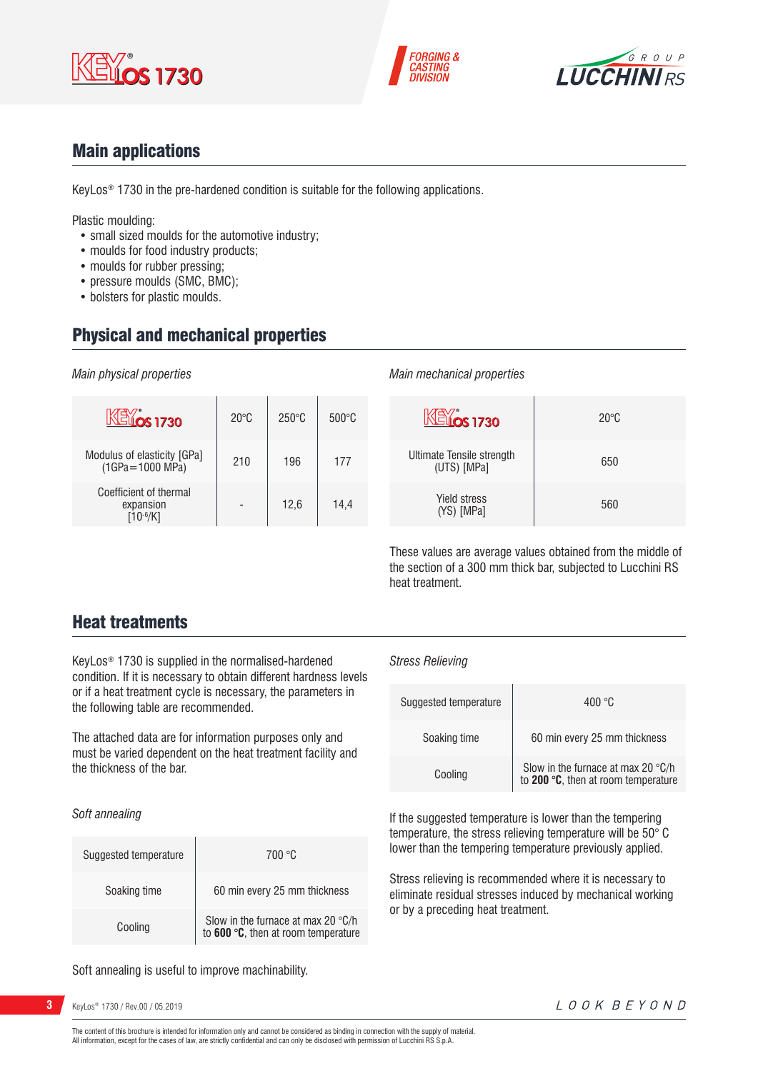## Main applications

KeyLos® 1730 in the pre-hardened condition is suitable for the following applications.

Plastic moulding:

- small sized moulds for the automotive industry;
- moulds for food industry products;
- moulds for rubber pressing;
- pressure moulds (SMC, BMC);
- bolsters for plastic moulds.

## Physical and mechanical properties

*Main physical properties*

| KeyLos 1730 | 20°C | 250°C | 500°C |
|---|---|---|---|
| Modulus of elasticity [GPa] (1GPa=1000 MPa) | 210 | 196 | 177 |
| Coefficient of thermal expansion [$10^{-6}$/K] | - | 12,6 | 14,4 |

*Main mechanical properties*

| KeyLos 1730 | 20°C |
|---|---|
| Ultimate Tensile strength (UTS) [MPa] | 650 |
| Yield stress (YS) [MPa] | 560 |

These values are average values obtained from the middle of the section of a 300 mm thick bar, subjected to Lucchini RS heat treatment.

## Heat treatments

KeyLos® 1730 is supplied in the normalised-hardened condition. If it is necessary to obtain different hardness levels or if a heat treatment cycle is necessary, the parameters in the following table are recommended.

The attached data are for information purposes only and must be varied dependent on the heat treatment facility and the thickness of the bar.

*Soft annealing*

| | |
|---|---|
| Suggested temperature | 700 °C |
| Soaking time | 60 min every 25 mm thickness |
| Cooling | Slow in the furnace at max 20 °C/h to **600 °C**, then at room temperature |

Soft annealing is useful to improve machinability.

*Stress Relieving*

| | |
|---|---|
| Suggested temperature | 400 °C |
| Soaking time | 60 min every 25 mm thickness |
| Cooling | Slow in the furnace at max 20 °C/h to **200 °C**, then at room temperature |

If the suggested temperature is lower than the tempering temperature, the stress relieving temperature will be 50° C lower than the tempering temperature previously applied.

Stress relieving is recommended where it is necessary to eliminate residual stresses induced by mechanical working or by a preceding heat treatment.

The content of this brochure is intended for information only and cannot be considered as binding in connection with the supply of material.
All information, except for the cases of law, are strictly confidential and can only be disclosed with permission of Lucchini RS S.p.A.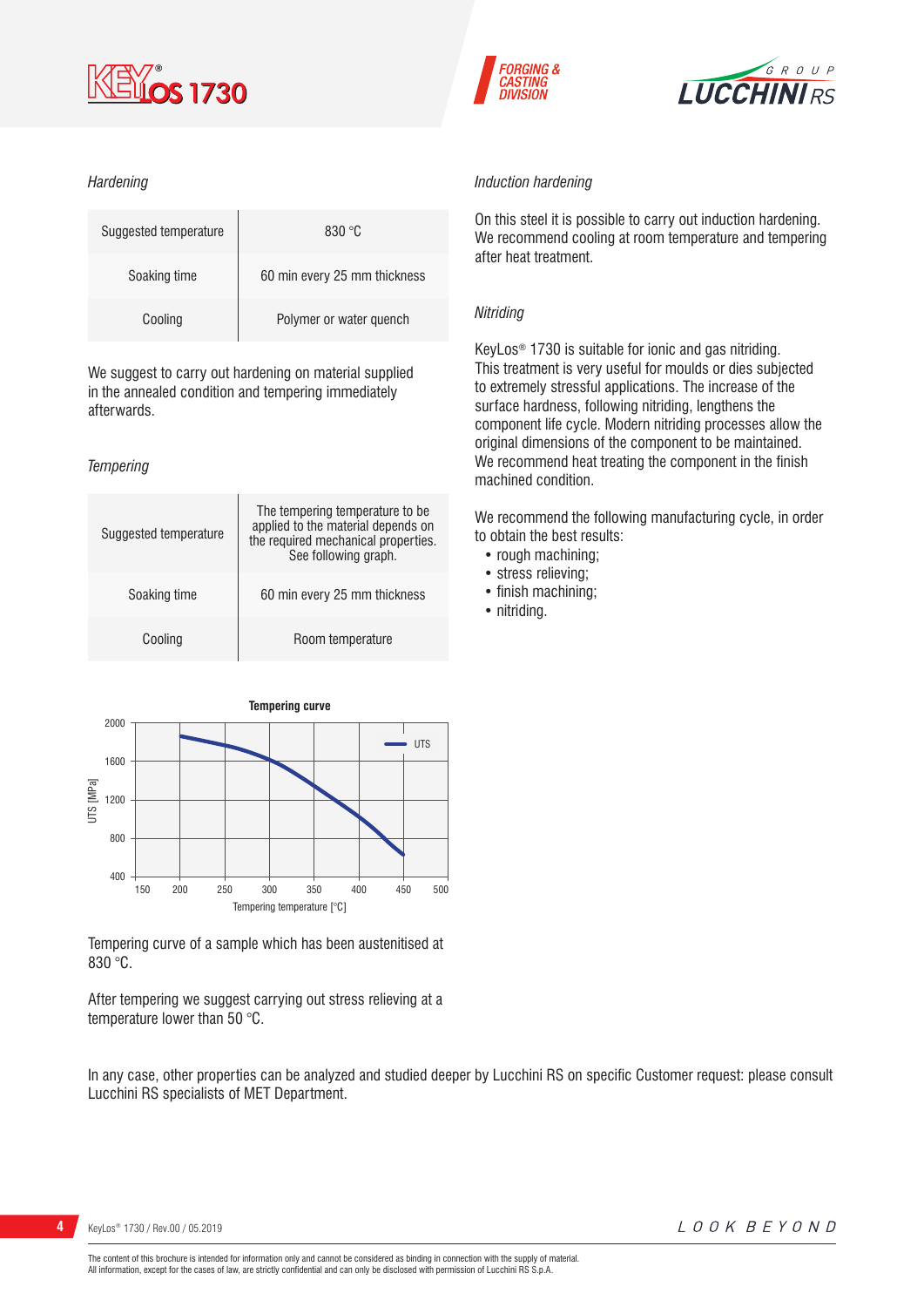*Hardening*

| Suggested temperature | 830 °C |
|---|---|
| Soaking time | 60 min every 25 mm thickness |
| Cooling | Polymer or water quench |

We suggest to carry out hardening on material supplied in the annealed condition and tempering immediately afterwards.

*Tempering*

| Suggested temperature | The tempering temperature to be applied to the material depends on the required mechanical properties. See following graph. |
|---|---|
| Soaking time | 60 min every 25 mm thickness |
| Cooling | Room temperature |

**Tempering curve**

Tempering curve of a sample which has been austenitised at 830 °C.

After tempering we suggest carrying out stress relieving at a temperature lower than 50 °C.

*Induction hardening*

On this steel it is possible to carry out induction hardening. We recommend cooling at room temperature and tempering after heat treatment.

*Nitriding*

KeyLos® 1730 is suitable for ionic and gas nitriding. This treatment is very useful for moulds or dies subjected to extremely stressful applications. The increase of the surface hardness, following nitriding, lengthens the component life cycle. Modern nitriding processes allow the original dimensions of the component to be maintained. We recommend heat treating the component in the finish machined condition.

We recommend the following manufacturing cycle, in order to obtain the best results:

- rough machining;
- stress relieving;
- finish machining;
- nitriding.

In any case, other properties can be analyzed and studied deeper by Lucchini RS on specific Customer request: please consult Lucchini RS specialists of MET Department.

The content of this brochure is intended for information only and cannot be considered as binding in connection with the supply of material.
All information, except for the cases of law, are strictly confidential and can only be disclosed with permission of Lucchini RS S.p.A.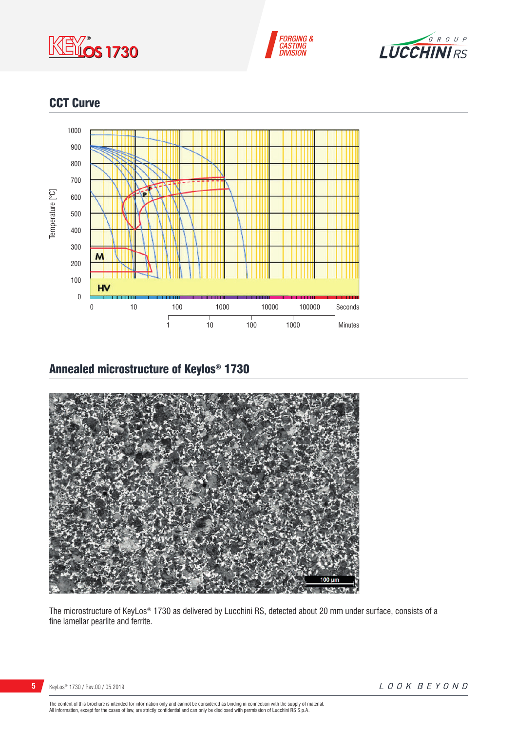## CCT Curve

## Annealed microstructure of Keylos® 1730

The microstructure of KeyLos® 1730 as delivered by Lucchini RS, detected about 20 mm under surface, consists of a fine lamellar pearlite and ferrite.

The content of this brochure is intended for information only and cannot be considered as binding in connection with the supply of material.
All information, except for the cases of law, are strictly confidential and can only be disclosed with permission of Lucchini RS S.p.A.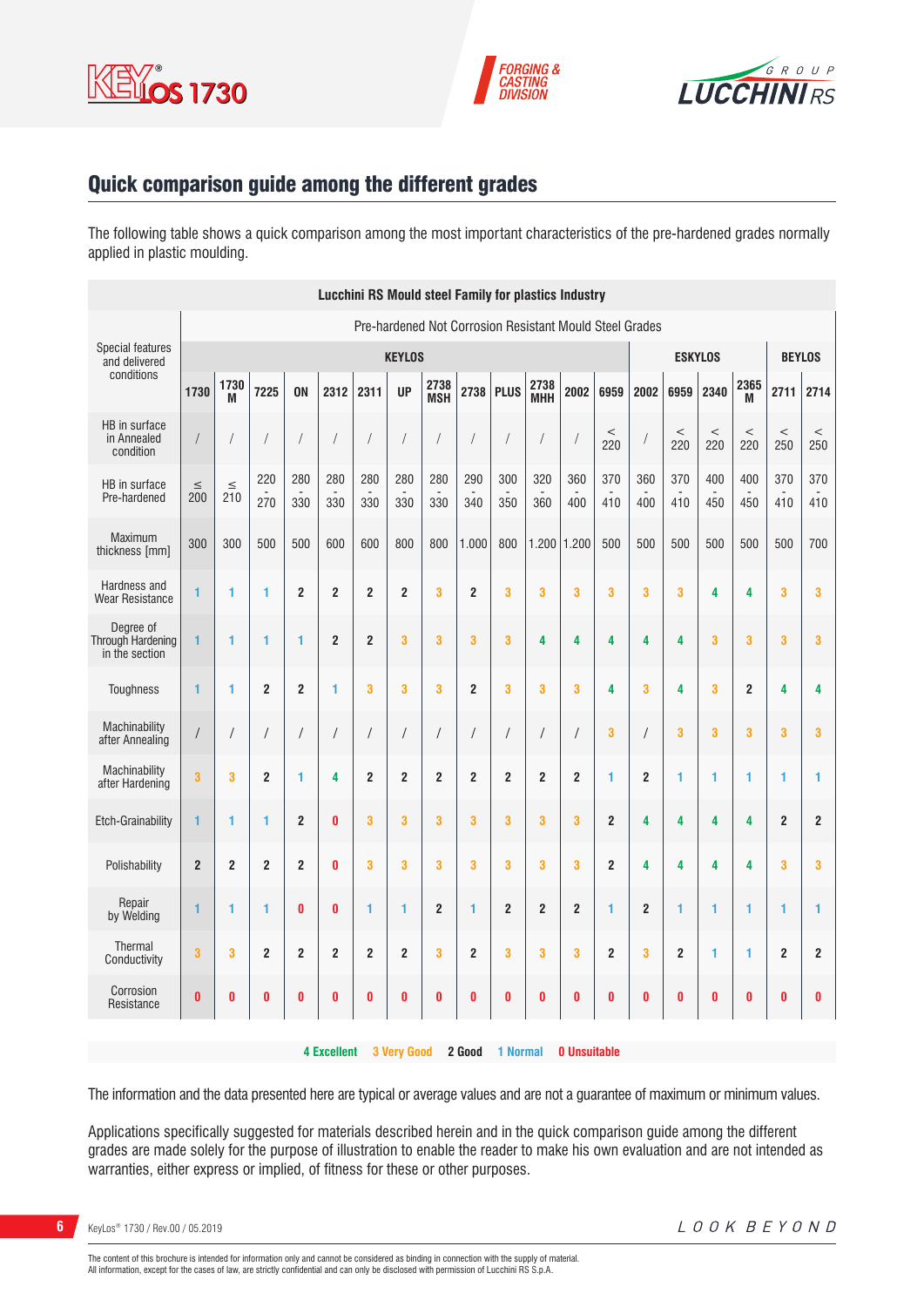## Quick comparison guide among the different grades

The following table shows a quick comparison among the most important characteristics of the pre-hardened grades normally applied in plastic moulding.

| Lucchini RS Mould steel Family for plastics Industry | | | | | | | | | | | | | | | | | | | |
|---|---|---|---|---|---|---|---|---|---|---|---|---|---|---|---|---|---|---|---|
| Special features and delivered conditions | Pre-hardened Not Corrosion Resistant Mould Steel Grades | | | | | | | | | | | | | | | | | | |
| | KEYLOS | | | | | | | | | | | | | ESKYLOS | | | | BEYLOS | |
| | 1730 | 1730 M | 7225 | ON | 2312 | 2311 | UP | 2738 MSH | 2738 | PLUS | 2738 MHH | 2002 | 6959 | 2002 | 6959 | 2340 | 2365 M | 2711 | 2714 |
| HB in surface in Annealed condition | / | / | / | / | / | / | / | / | / | / | / | / | < 220 | / | < 220 | < 220 | < 220 | < 250 | < 250 |
| HB in surface Pre-hardened | ≤ 200 | ≤ 210 | 220 - 270 | 280 - 330 | 280 - 330 | 280 - 330 | 280 - 330 | 280 - 330 | 290 - 340 | 300 - 350 | 320 - 360 | 360 - 400 | 370 - 410 | 360 - 400 | 370 - 410 | 400 - 450 | 400 - 450 | 370 - 410 | 370 - 410 |
| Maximum thickness [mm] | 300 | 300 | 500 | 500 | 600 | 600 | 800 | 800 | 1.000 | 800 | 1.200 | 1.200 | 500 | 500 | 500 | 500 | 500 | 500 | 700 |
| Hardness and Wear Resistance | 1 | 1 | 1 | 2 | 2 | 2 | 2 | 3 | 2 | 3 | 3 | 3 | 3 | 3 | 3 | 4 | 4 | 3 | 3 |
| Degree of Through Hardening in the section | 1 | 1 | 1 | 1 | 2 | 2 | 3 | 3 | 3 | 3 | 4 | 4 | 4 | 4 | 4 | 3 | 3 | 3 | 3 |
| Toughness | 1 | 1 | 2 | 2 | 1 | 3 | 3 | 3 | 2 | 3 | 3 | 3 | 4 | 3 | 4 | 3 | 2 | 4 | 4 |
| Machinability after Annealing | / | / | / | / | / | / | / | / | / | / | / | / | 3 | / | 3 | 3 | 3 | 3 | 3 |
| Machinability after Hardening | 3 | 3 | 2 | 1 | 4 | 2 | 2 | 2 | 2 | 2 | 2 | 2 | 1 | 2 | 1 | 1 | 1 | 1 | 1 |
| Etch-Grainability | 1 | 1 | 1 | 2 | 0 | 3 | 3 | 3 | 3 | 3 | 3 | 3 | 2 | 4 | 4 | 4 | 4 | 2 | 2 |
| Polishability | 2 | 2 | 2 | 2 | 0 | 3 | 3 | 3 | 3 | 3 | 3 | 3 | 2 | 4 | 4 | 4 | 4 | 3 | 3 |
| Repair by Welding | 1 | 1 | 1 | 0 | 0 | 1 | 1 | 2 | 1 | 2 | 2 | 2 | 1 | 2 | 1 | 1 | 1 | 1 | 1 |
| Thermal Conductivity | 3 | 3 | 2 | 2 | 2 | 2 | 2 | 3 | 2 | 3 | 3 | 3 | 2 | 3 | 2 | 1 | 1 | 2 | 2 |
| Corrosion Resistance | 0 | 0 | 0 | 0 | 0 | 0 | 0 | 0 | 0 | 0 | 0 | 0 | 0 | 0 | 0 | 0 | 0 | 0 | 0 |

4 Excellent  3 Very Good  2 Good  1 Normal  0 Unsuitable

The information and the data presented here are typical or average values and are not a guarantee of maximum or minimum values.

Applications specifically suggested for materials described herein and in the quick comparison guide among the different grades are made solely for the purpose of illustration to enable the reader to make his own evaluation and are not intended as warranties, either express or implied, of fitness for these or other purposes.

The content of this brochure is intended for information only and cannot be considered as binding in connection with the supply of material.
All information, except for the cases of law, are strictly confidential and can only be disclosed with permission of Lucchini RS S.p.A.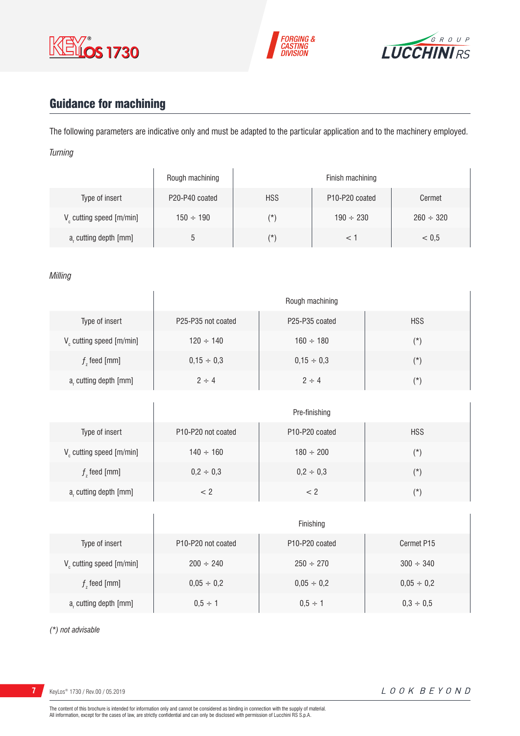## Guidance for machining

The following parameters are indicative only and must be adapted to the particular application and to the machinery employed.

*Turning*

| | Rough machining | Finish machining | | |
|---|---|---|---|---|
| Type of insert | P20-P40 coated | HSS | P10-P20 coated | Cermet |
| $V_c$ cutting speed [m/min] | 150 ÷ 190 | (*) | 190 ÷ 230 | 260 ÷ 320 |
| $a_r$ cutting depth [mm] | 5 | (*) | < 1 | < 0,5 |

*Milling*

| | Rough machining | | |
|---|---|---|---|
| Type of insert | P25-P35 not coated | P25-P35 coated | HSS |
| $V_c$ cutting speed [m/min] | 120 ÷ 140 | 160 ÷ 180 | (*) |
| $f_z$ feed [mm] | 0,15 ÷ 0,3 | 0,15 ÷ 0,3 | (*) |
| $a_r$ cutting depth [mm] | 2 ÷ 4 | 2 ÷ 4 | (*) |

| | Pre-finishing | | |
|---|---|---|---|
| Type of insert | P10-P20 not coated | P10-P20 coated | HSS |
| $V_c$ cutting speed [m/min] | 140 ÷ 160 | 180 ÷ 200 | (*) |
| $f_z$ feed [mm] | 0,2 ÷ 0,3 | 0,2 ÷ 0,3 | (*) |
| $a_r$ cutting depth [mm] | < 2 | < 2 | (*) |

| | Finishing | | |
|---|---|---|---|
| Type of insert | P10-P20 not coated | P10-P20 coated | Cermet P15 |
| $V_c$ cutting speed [m/min] | 200 ÷ 240 | 250 ÷ 270 | 300 ÷ 340 |
| $f_z$ feed [mm] | 0,05 ÷ 0,2 | 0,05 ÷ 0,2 | 0,05 ÷ 0,2 |
| $a_r$ cutting depth [mm] | 0,5 ÷ 1 | 0,5 ÷ 1 | 0,3 ÷ 0,5 |

*(*) not advisable*

The content of this brochure is intended for information only and cannot be considered as binding in connection with the supply of material.
All information, except for the cases of law, are strictly confidential and can only be disclosed with permission of Lucchini RS S.p.A.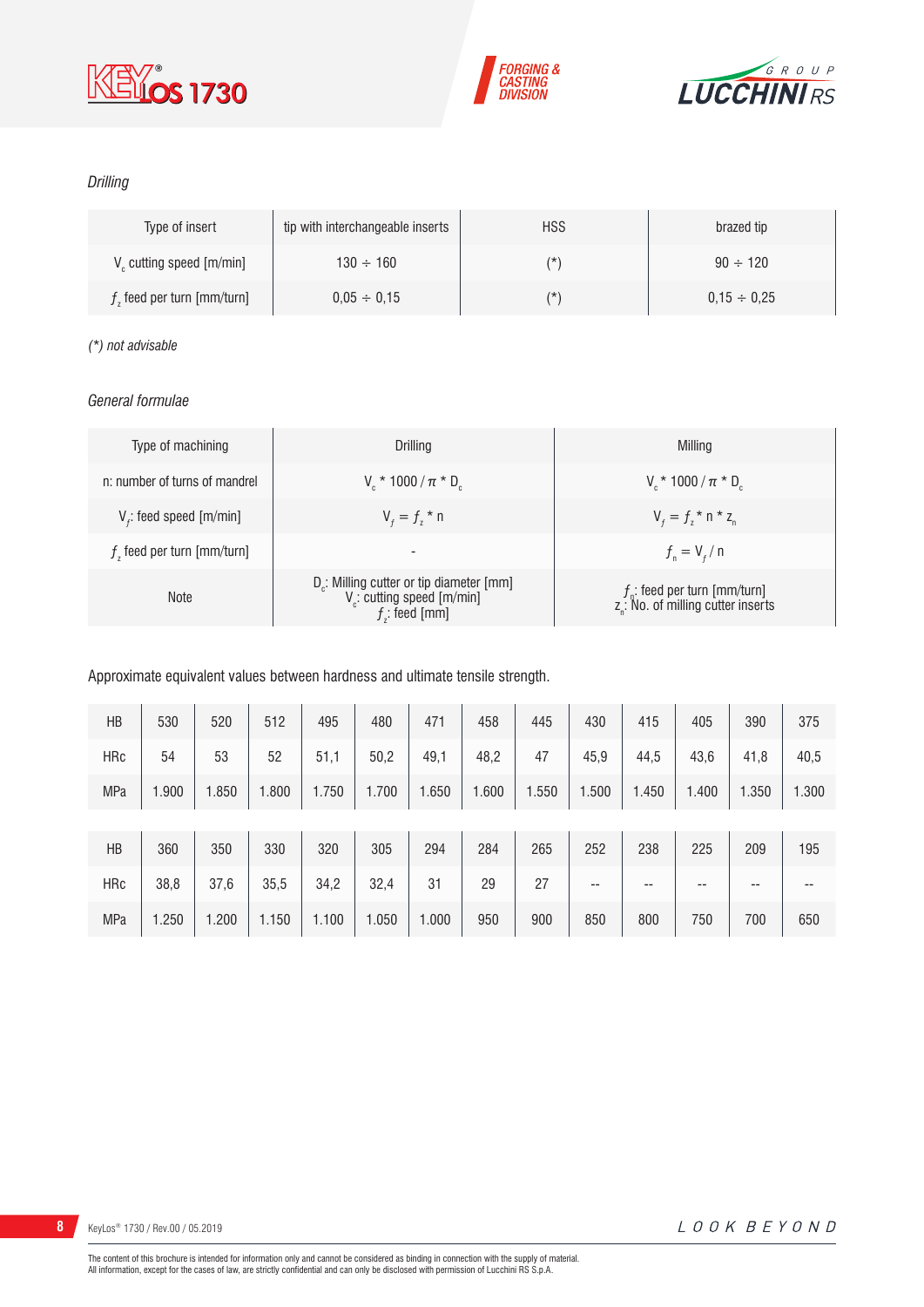*Drilling*

| Type of insert | tip with interchangeable inserts | HSS | brazed tip |
|---|---|---|---|
| $V_c$ cutting speed [m/min] | 130 ÷ 160 | (*) | 90 ÷ 120 |
| $f_z$ feed per turn [mm/turn] | 0,05 ÷ 0,15 | (*) | 0,15 ÷ 0,25 |

*(*) not advisable*

*General formulae*

| Type of machining | Drilling | Milling |
|---|---|---|
| n: number of turns of mandrel | $V_c * 1000 / \pi * D_c$ | $V_c * 1000 / \pi * D_c$ |
| $V_f$: feed speed [m/min] | $V_f = f_z * n$ | $V_f = f_z * n * z_n$ |
| $f_z$ feed per turn [mm/turn] | - | $f_n = V_f / n$ |
| Note | $D_c$: Milling cutter or tip diameter [mm]<br>$V_c$: cutting speed [m/min]<br>$f_z$: feed [mm] | $f_n$: feed per turn [mm/turn]<br>$z_n$: No. of milling cutter inserts |

Approximate equivalent values between hardness and ultimate tensile strength.

| HB | 530 | 520 | 512 | 495 | 480 | 471 | 458 | 445 | 430 | 415 | 405 | 390 | 375 |
|---|---|---|---|---|---|---|---|---|---|---|---|---|---|
| HRc | 54 | 53 | 52 | 51,1 | 50,2 | 49,1 | 48,2 | 47 | 45,9 | 44,5 | 43,6 | 41,8 | 40,5 |
| MPa | 1.900 | 1.850 | 1.800 | 1.750 | 1.700 | 1.650 | 1.600 | 1.550 | 1.500 | 1.450 | 1.400 | 1.350 | 1.300 |

| HB | 360 | 350 | 330 | 320 | 305 | 294 | 284 | 265 | 252 | 238 | 225 | 209 | 195 |
|---|---|---|---|---|---|---|---|---|---|---|---|---|---|
| HRc | 38,8 | 37,6 | 35,5 | 34,2 | 32,4 | 31 | 29 | 27 | -- | -- | -- | -- | -- |
| MPa | 1.250 | 1.200 | 1.150 | 1.100 | 1.050 | 1.000 | 950 | 900 | 850 | 800 | 750 | 700 | 650 |

The content of this brochure is intended for information only and cannot be considered as binding in connection with the supply of material.
All information, except for the cases of law, are strictly confidential and can only be disclosed with permission of Lucchini RS S.p.A.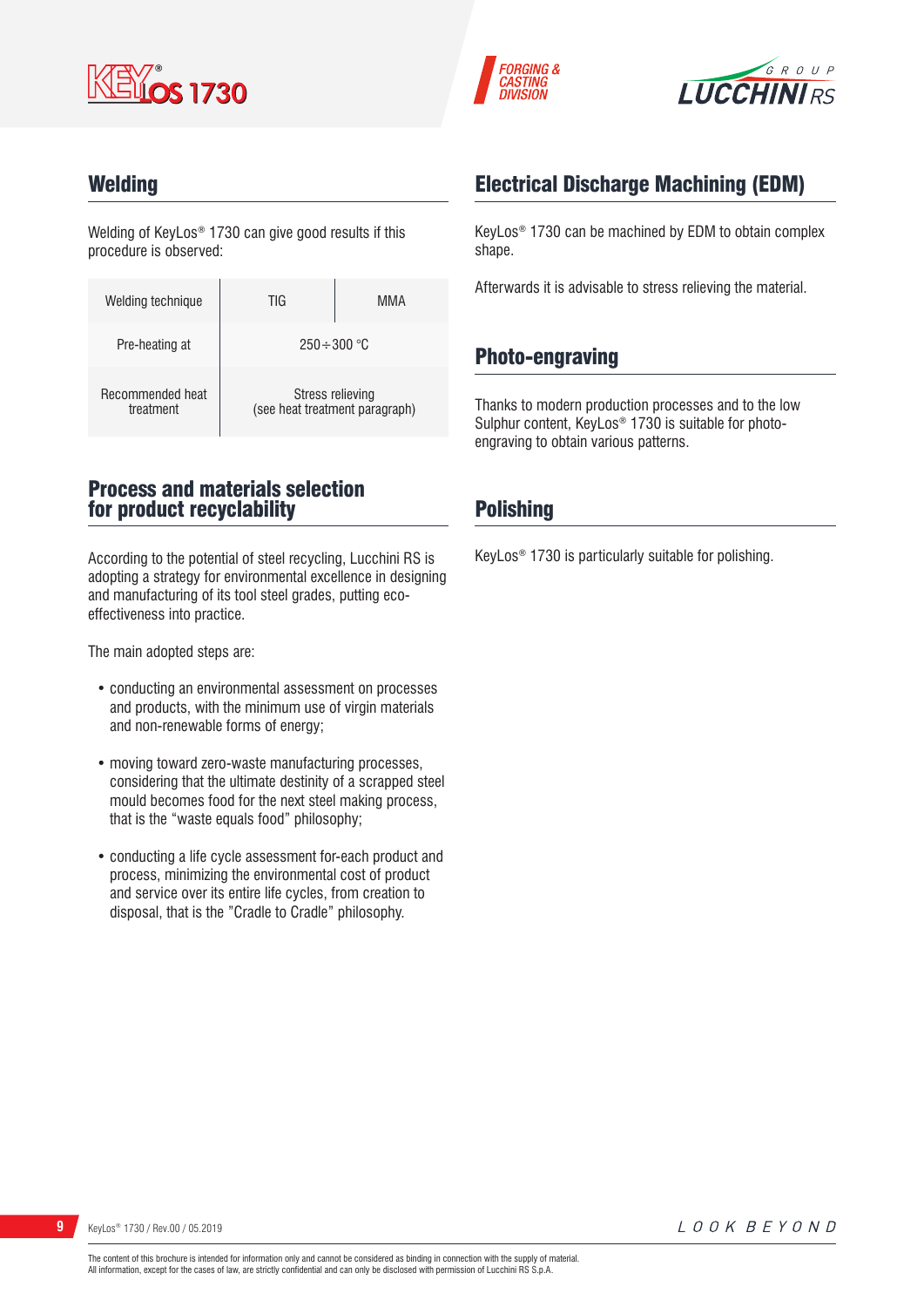## Welding

Welding of KeyLos® 1730 can give good results if this procedure is observed:

| | | |
|---|---|---|
| Welding technique | TIG | MMA |
| Pre-heating at | 250÷300 °C | |
| Recommended heat treatment | Stress relieving (see heat treatment paragraph) | |

## Process and materials selection for product recyclability

According to the potential of steel recycling, Lucchini RS is adopting a strategy for environmental excellence in designing and manufacturing of its tool steel grades, putting eco-effectiveness into practice.

The main adopted steps are:

- conducting an environmental assessment on processes and products, with the minimum use of virgin materials and non-renewable forms of energy;
- moving toward zero-waste manufacturing processes, considering that the ultimate destinity of a scrapped steel mould becomes food for the next steel making process, that is the "waste equals food" philosophy;
- conducting a life cycle assessment for-each product and process, minimizing the environmental cost of product and service over its entire life cycles, from creation to disposal, that is the "Cradle to Cradle" philosophy.

## Electrical Discharge Machining (EDM)

KeyLos® 1730 can be machined by EDM to obtain complex shape.

Afterwards it is advisable to stress relieving the material.

## Photo-engraving

Thanks to modern production processes and to the low Sulphur content, KeyLos® 1730 is suitable for photo-engraving to obtain various patterns.

## Polishing

KeyLos® 1730 is particularly suitable for polishing.

The content of this brochure is intended for information only and cannot be considered as binding in connection with the supply of material.
All information, except for the cases of law, are strictly confidential and can only be disclosed with permission of Lucchini RS S.p.A.